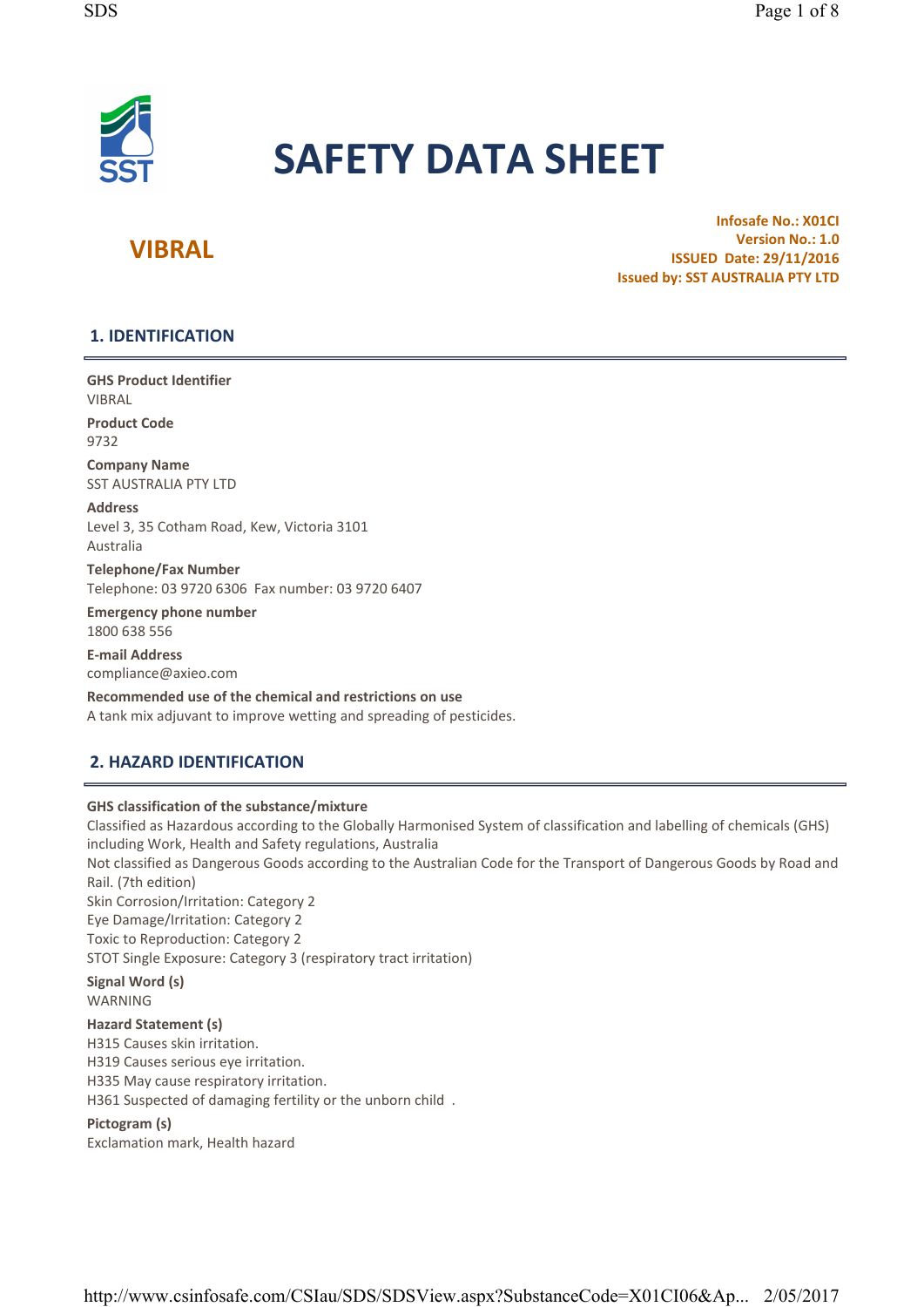# SAFETY DATA SHEET

## VIBRAL

**Infosafe No.: X01CI**
**Version No.: 1.0**
**ISSUED Date: 29/11/2016**
**Issued by: SST AUSTRALIA PTY LTD**

## 1. IDENTIFICATION

**GHS Product Identifier**
VIBRAL

**Product Code**
9732

**Company Name**
SST AUSTRALIA PTY LTD

**Address**
Level 3, 35 Cotham Road, Kew, Victoria 3101
Australia

**Telephone/Fax Number**
Telephone: 03 9720 6306 Fax number: 03 9720 6407

**Emergency phone number**
1800 638 556

**E-mail Address**
compliance@axieo.com

**Recommended use of the chemical and restrictions on use**
A tank mix adjuvant to improve wetting and spreading of pesticides.

## 2. HAZARD IDENTIFICATION

**GHS classification of the substance/mixture**
Classified as Hazardous according to the Globally Harmonised System of classification and labelling of chemicals (GHS) including Work, Health and Safety regulations, Australia
Not classified as Dangerous Goods according to the Australian Code for the Transport of Dangerous Goods by Road and Rail. (7th edition)
Skin Corrosion/Irritation: Category 2
Eye Damage/Irritation: Category 2
Toxic to Reproduction: Category 2
STOT Single Exposure: Category 3 (respiratory tract irritation)

**Signal Word (s)**
WARNING

**Hazard Statement (s)**
H315 Causes skin irritation.
H319 Causes serious eye irritation.
H335 May cause respiratory irritation.
H361 Suspected of damaging fertility or the unborn child .

**Pictogram (s)**
Exclamation mark, Health hazard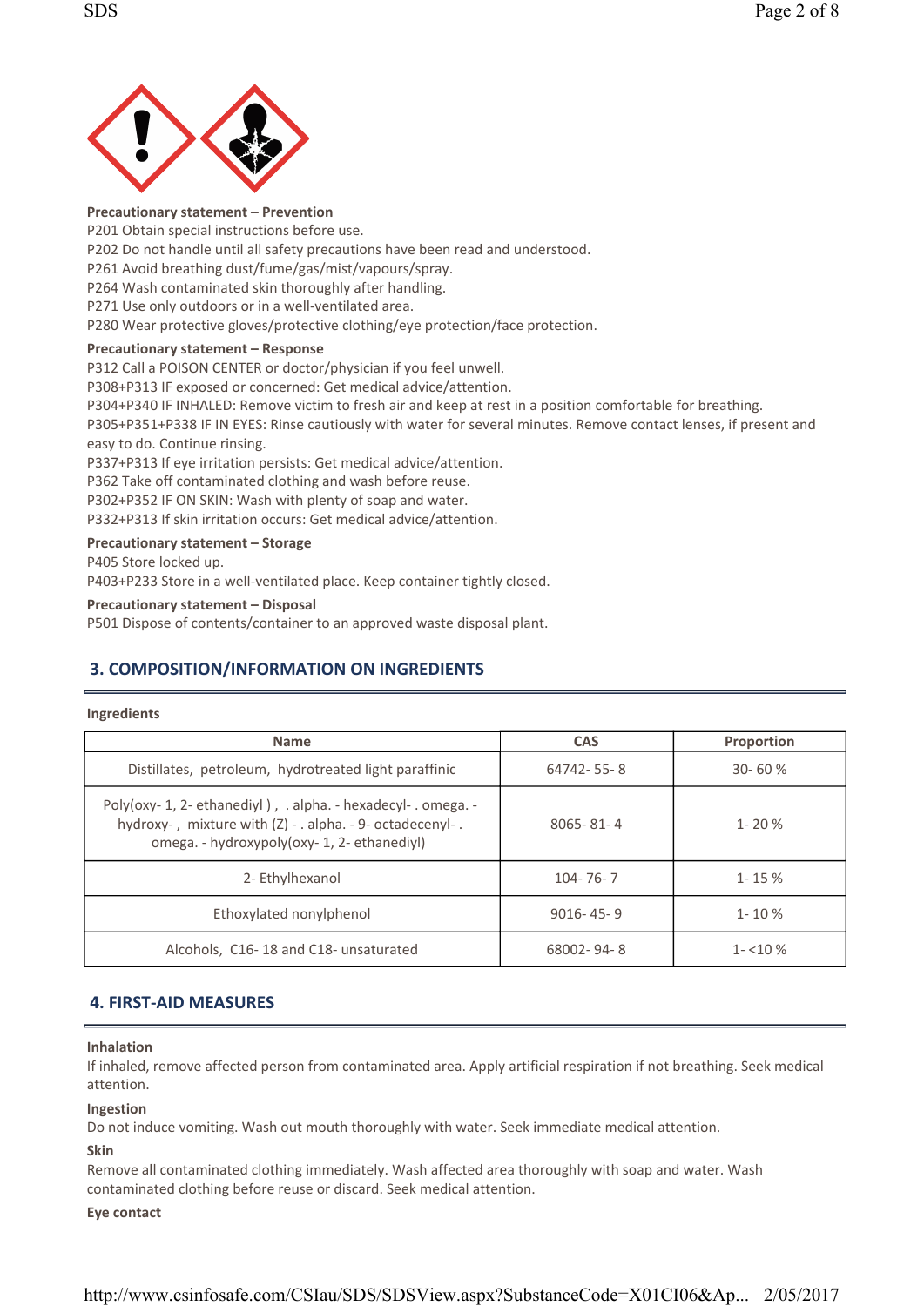**Precautionary statement – Prevention**

P201 Obtain special instructions before use.
P202 Do not handle until all safety precautions have been read and understood.
P261 Avoid breathing dust/fume/gas/mist/vapours/spray.
P264 Wash contaminated skin thoroughly after handling.
P271 Use only outdoors or in a well-ventilated area.
P280 Wear protective gloves/protective clothing/eye protection/face protection.

**Precautionary statement – Response**

P312 Call a POISON CENTER or doctor/physician if you feel unwell.
P308+P313 IF exposed or concerned: Get medical advice/attention.
P304+P340 IF INHALED: Remove victim to fresh air and keep at rest in a position comfortable for breathing.
P305+P351+P338 IF IN EYES: Rinse cautiously with water for several minutes. Remove contact lenses, if present and easy to do. Continue rinsing.
P337+P313 If eye irritation persists: Get medical advice/attention.
P362 Take off contaminated clothing and wash before reuse.
P302+P352 IF ON SKIN: Wash with plenty of soap and water.
P332+P313 If skin irritation occurs: Get medical advice/attention.

**Precautionary statement – Storage**

P405 Store locked up.
P403+P233 Store in a well-ventilated place. Keep container tightly closed.

**Precautionary statement – Disposal**

P501 Dispose of contents/container to an approved waste disposal plant.

## 3. COMPOSITION/INFORMATION ON INGREDIENTS

**Ingredients**

| Name | CAS | Proportion |
|---|---|---|
| Distillates, petroleum, hydrotreated light paraffinic | 64742-55-8 | 30-60 % |
| Poly(oxy-1, 2-ethanediyl), .alpha.-hexadecyl-.omega.-hydroxy-, mixture with (Z)-.alpha.-9-octadecenyl-.omega.-hydroxypoly(oxy-1, 2-ethanediyl) | 8065-81-4 | 1-20 % |
| 2-Ethylhexanol | 104-76-7 | 1-15 % |
| Ethoxylated nonylphenol | 9016-45-9 | 1-10 % |
| Alcohols, C16-18 and C18-unsaturated | 68002-94-8 | 1-<10 % |

## 4. FIRST-AID MEASURES

**Inhalation**

If inhaled, remove affected person from contaminated area. Apply artificial respiration if not breathing. Seek medical attention.

**Ingestion**

Do not induce vomiting. Wash out mouth thoroughly with water. Seek immediate medical attention.

**Skin**

Remove all contaminated clothing immediately. Wash affected area thoroughly with soap and water. Wash contaminated clothing before reuse or discard. Seek medical attention.

**Eye contact**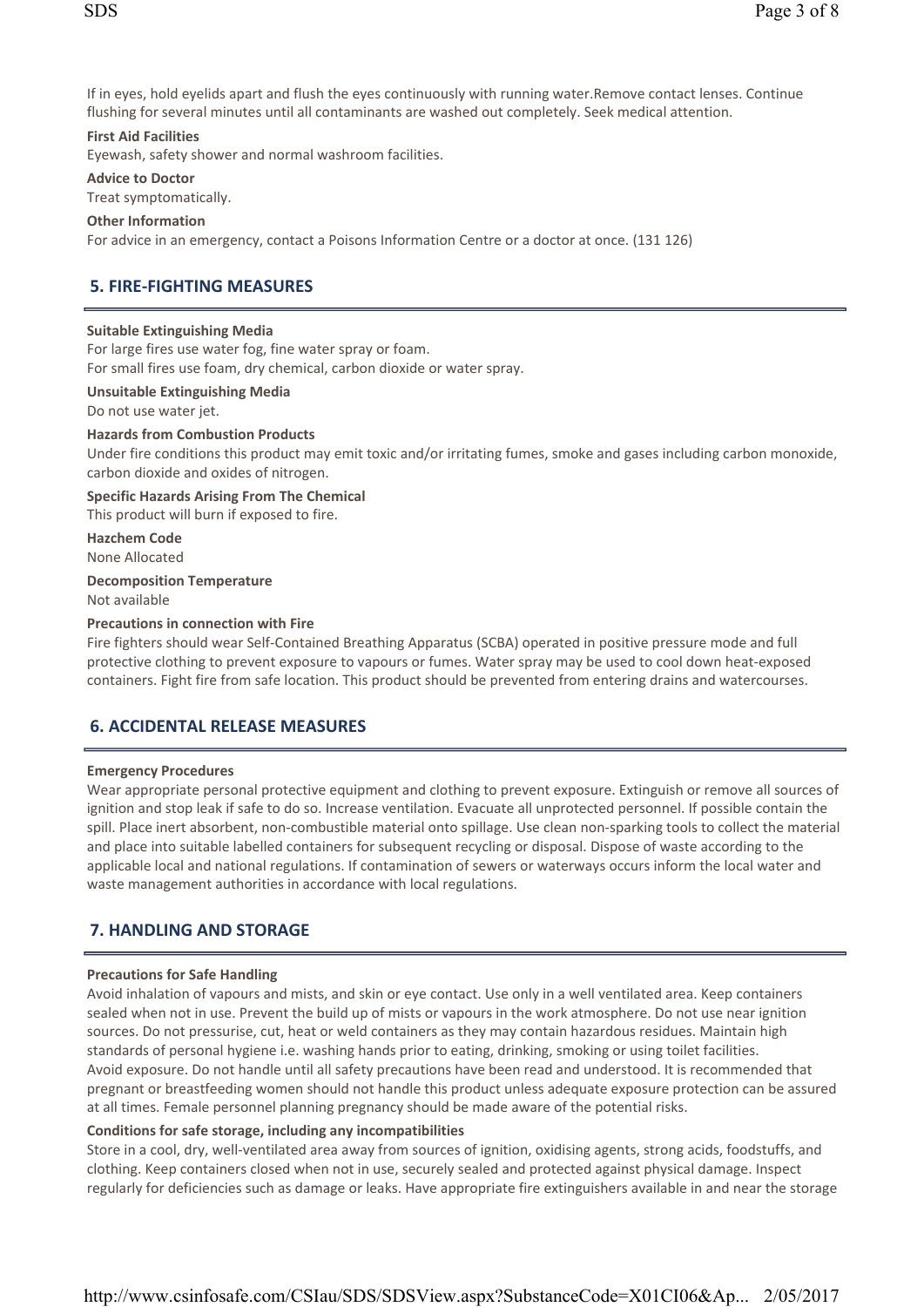If in eyes, hold eyelids apart and flush the eyes continuously with running water.Remove contact lenses. Continue flushing for several minutes until all contaminants are washed out completely. Seek medical attention.

**First Aid Facilities**

Eyewash, safety shower and normal washroom facilities.

**Advice to Doctor**

Treat symptomatically.

**Other Information**

For advice in an emergency, contact a Poisons Information Centre or a doctor at once. (131 126)

## 5. FIRE-FIGHTING MEASURES

**Suitable Extinguishing Media**

For large fires use water fog, fine water spray or foam.
For small fires use foam, dry chemical, carbon dioxide or water spray.

**Unsuitable Extinguishing Media**

Do not use water jet.

**Hazards from Combustion Products**

Under fire conditions this product may emit toxic and/or irritating fumes, smoke and gases including carbon monoxide, carbon dioxide and oxides of nitrogen.

**Specific Hazards Arising From The Chemical**

This product will burn if exposed to fire.

**Hazchem Code**

None Allocated

**Decomposition Temperature**

Not available

**Precautions in connection with Fire**

Fire fighters should wear Self-Contained Breathing Apparatus (SCBA) operated in positive pressure mode and full protective clothing to prevent exposure to vapours or fumes. Water spray may be used to cool down heat-exposed containers. Fight fire from safe location. This product should be prevented from entering drains and watercourses.

## 6. ACCIDENTAL RELEASE MEASURES

**Emergency Procedures**

Wear appropriate personal protective equipment and clothing to prevent exposure. Extinguish or remove all sources of ignition and stop leak if safe to do so. Increase ventilation. Evacuate all unprotected personnel. If possible contain the spill. Place inert absorbent, non-combustible material onto spillage. Use clean non-sparking tools to collect the material and place into suitable labelled containers for subsequent recycling or disposal. Dispose of waste according to the applicable local and national regulations. If contamination of sewers or waterways occurs inform the local water and waste management authorities in accordance with local regulations.

## 7. HANDLING AND STORAGE

**Precautions for Safe Handling**

Avoid inhalation of vapours and mists, and skin or eye contact. Use only in a well ventilated area. Keep containers sealed when not in use. Prevent the build up of mists or vapours in the work atmosphere. Do not use near ignition sources. Do not pressurise, cut, heat or weld containers as they may contain hazardous residues. Maintain high standards of personal hygiene i.e. washing hands prior to eating, drinking, smoking or using toilet facilities.
Avoid exposure. Do not handle until all safety precautions have been read and understood. It is recommended that pregnant or breastfeeding women should not handle this product unless adequate exposure protection can be assured at all times. Female personnel planning pregnancy should be made aware of the potential risks.

**Conditions for safe storage, including any incompatibilities**

Store in a cool, dry, well-ventilated area away from sources of ignition, oxidising agents, strong acids, foodstuffs, and clothing. Keep containers closed when not in use, securely sealed and protected against physical damage. Inspect regularly for deficiencies such as damage or leaks. Have appropriate fire extinguishers available in and near the storage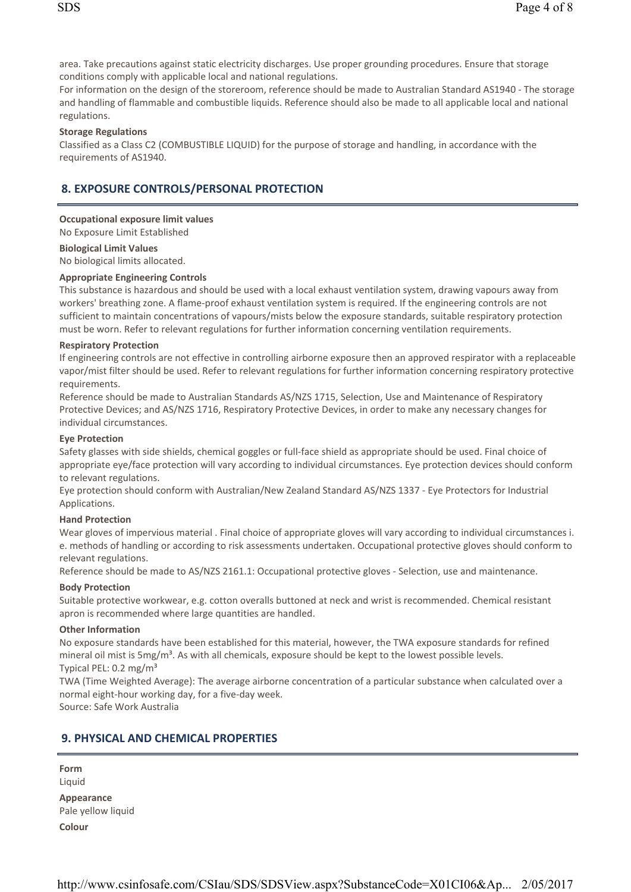area. Take precautions against static electricity discharges. Use proper grounding procedures. Ensure that storage conditions comply with applicable local and national regulations.
For information on the design of the storeroom, reference should be made to Australian Standard AS1940 - The storage and handling of flammable and combustible liquids. Reference should also be made to all applicable local and national regulations.

**Storage Regulations**
Classified as a Class C2 (COMBUSTIBLE LIQUID) for the purpose of storage and handling, in accordance with the requirements of AS1940.

## 8. EXPOSURE CONTROLS/PERSONAL PROTECTION

**Occupational exposure limit values**
No Exposure Limit Established

**Biological Limit Values**
No biological limits allocated.

**Appropriate Engineering Controls**
This substance is hazardous and should be used with a local exhaust ventilation system, drawing vapours away from workers' breathing zone. A flame-proof exhaust ventilation system is required. If the engineering controls are not sufficient to maintain concentrations of vapours/mists below the exposure standards, suitable respiratory protection must be worn. Refer to relevant regulations for further information concerning ventilation requirements.

**Respiratory Protection**
If engineering controls are not effective in controlling airborne exposure then an approved respirator with a replaceable vapor/mist filter should be used. Refer to relevant regulations for further information concerning respiratory protective requirements.
Reference should be made to Australian Standards AS/NZS 1715, Selection, Use and Maintenance of Respiratory Protective Devices; and AS/NZS 1716, Respiratory Protective Devices, in order to make any necessary changes for individual circumstances.

**Eye Protection**
Safety glasses with side shields, chemical goggles or full-face shield as appropriate should be used. Final choice of appropriate eye/face protection will vary according to individual circumstances. Eye protection devices should conform to relevant regulations.
Eye protection should conform with Australian/New Zealand Standard AS/NZS 1337 - Eye Protectors for Industrial Applications.

**Hand Protection**
Wear gloves of impervious material . Final choice of appropriate gloves will vary according to individual circumstances i. e. methods of handling or according to risk assessments undertaken. Occupational protective gloves should conform to relevant regulations.
Reference should be made to AS/NZS 2161.1: Occupational protective gloves - Selection, use and maintenance.

**Body Protection**
Suitable protective workwear, e.g. cotton overalls buttoned at neck and wrist is recommended. Chemical resistant apron is recommended where large quantities are handled.

**Other Information**
No exposure standards have been established for this material, however, the TWA exposure standards for refined mineral oil mist is 5mg/m³. As with all chemicals, exposure should be kept to the lowest possible levels.
Typical PEL: 0.2 mg/m³
TWA (Time Weighted Average): The average airborne concentration of a particular substance when calculated over a normal eight-hour working day, for a five-day week.
Source: Safe Work Australia

## 9. PHYSICAL AND CHEMICAL PROPERTIES

**Form**
Liquid

**Appearance**
Pale yellow liquid

**Colour**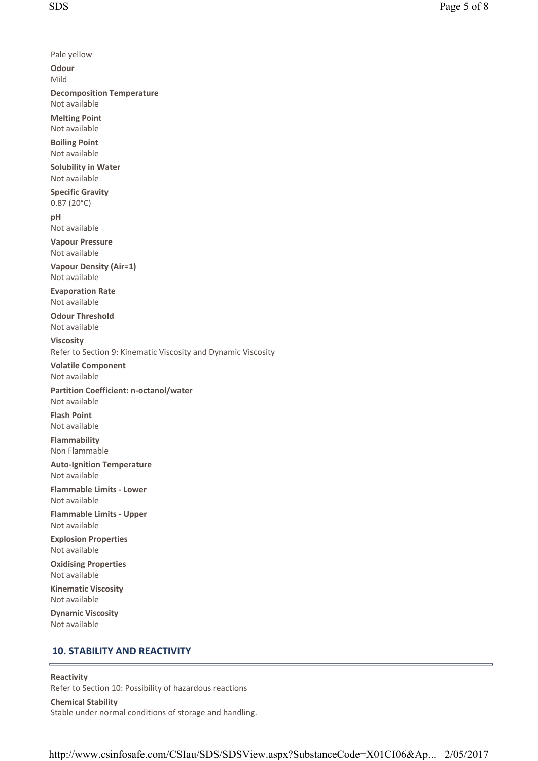Pale yellow

**Odour**
Mild

**Decomposition Temperature**
Not available

**Melting Point**
Not available

**Boiling Point**
Not available

**Solubility in Water**
Not available

**Specific Gravity**
0.87 (20°C)

**pH**
Not available

**Vapour Pressure**
Not available

**Vapour Density (Air=1)**
Not available

**Evaporation Rate**
Not available

**Odour Threshold**
Not available

**Viscosity**
Refer to Section 9: Kinematic Viscosity and Dynamic Viscosity

**Volatile Component**
Not available

**Partition Coefficient: n-octanol/water**
Not available

**Flash Point**
Not available

**Flammability**
Non Flammable

**Auto-Ignition Temperature**
Not available

**Flammable Limits - Lower**
Not available

**Flammable Limits - Upper**
Not available

**Explosion Properties**
Not available

**Oxidising Properties**
Not available

**Kinematic Viscosity**
Not available

**Dynamic Viscosity**
Not available

## 10. STABILITY AND REACTIVITY

**Reactivity**
Refer to Section 10: Possibility of hazardous reactions

**Chemical Stability**
Stable under normal conditions of storage and handling.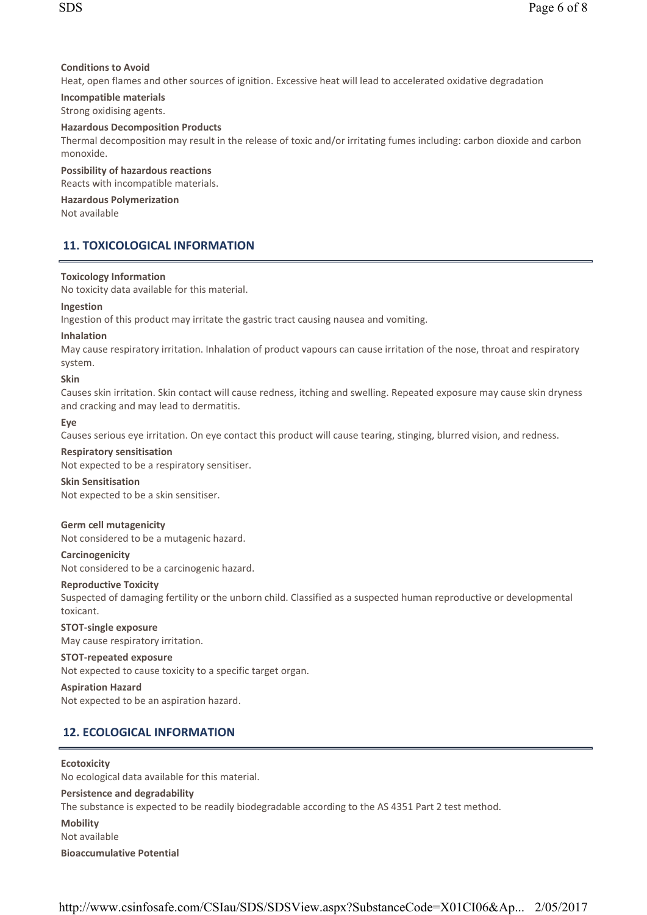**Conditions to Avoid**

Heat, open flames and other sources of ignition. Excessive heat will lead to accelerated oxidative degradation

**Incompatible materials**

Strong oxidising agents.

**Hazardous Decomposition Products**

Thermal decomposition may result in the release of toxic and/or irritating fumes including: carbon dioxide and carbon monoxide.

**Possibility of hazardous reactions**

Reacts with incompatible materials.

**Hazardous Polymerization**

Not available

## 11. TOXICOLOGICAL INFORMATION

**Toxicology Information**

No toxicity data available for this material.

**Ingestion**

Ingestion of this product may irritate the gastric tract causing nausea and vomiting.

**Inhalation**

May cause respiratory irritation. Inhalation of product vapours can cause irritation of the nose, throat and respiratory system.

**Skin**

Causes skin irritation. Skin contact will cause redness, itching and swelling. Repeated exposure may cause skin dryness and cracking and may lead to dermatitis.

**Eye**

Causes serious eye irritation. On eye contact this product will cause tearing, stinging, blurred vision, and redness.

**Respiratory sensitisation**

Not expected to be a respiratory sensitiser.

**Skin Sensitisation**

Not expected to be a skin sensitiser.

**Germ cell mutagenicity**

Not considered to be a mutagenic hazard.

**Carcinogenicity**

Not considered to be a carcinogenic hazard.

**Reproductive Toxicity**

Suspected of damaging fertility or the unborn child. Classified as a suspected human reproductive or developmental toxicant.

**STOT-single exposure**

May cause respiratory irritation.

**STOT-repeated exposure**

Not expected to cause toxicity to a specific target organ.

**Aspiration Hazard**

Not expected to be an aspiration hazard.

## 12. ECOLOGICAL INFORMATION

**Ecotoxicity**

No ecological data available for this material.

**Persistence and degradability**

The substance is expected to be readily biodegradable according to the AS 4351 Part 2 test method.

**Mobility**

Not available

**Bioaccumulative Potential**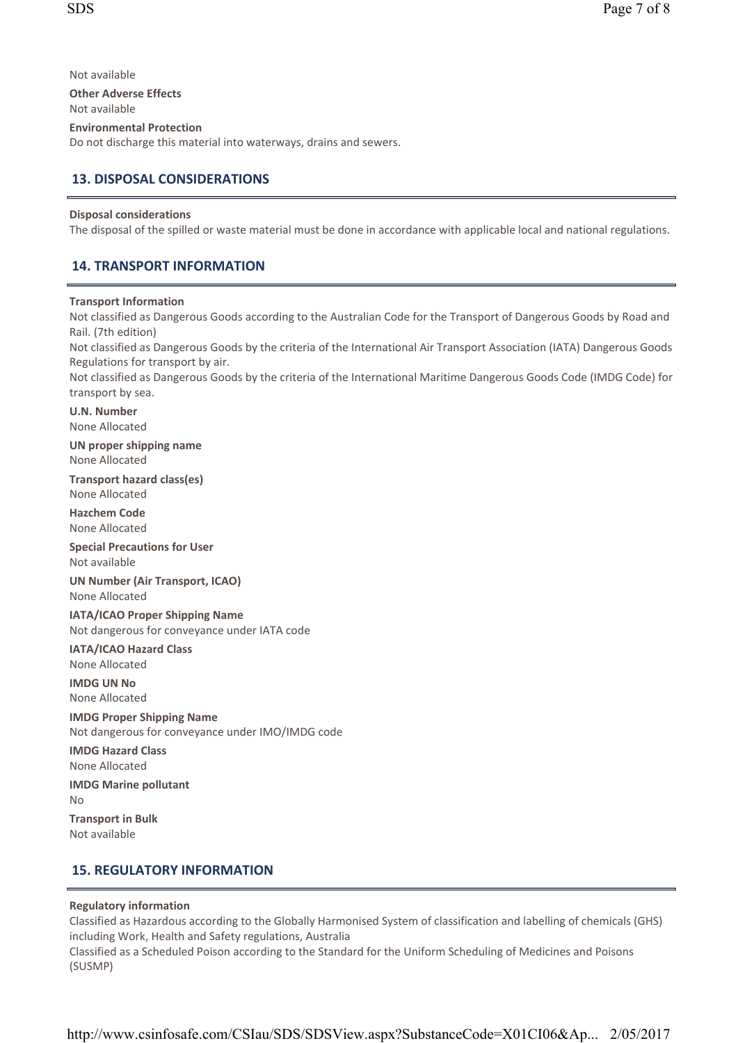Not available

**Other Adverse Effects**

Not available

**Environmental Protection**

Do not discharge this material into waterways, drains and sewers.

## 13. DISPOSAL CONSIDERATIONS

**Disposal considerations**

The disposal of the spilled or waste material must be done in accordance with applicable local and national regulations.

## 14. TRANSPORT INFORMATION

**Transport Information**

Not classified as Dangerous Goods according to the Australian Code for the Transport of Dangerous Goods by Road and Rail. (7th edition)

Not classified as Dangerous Goods by the criteria of the International Air Transport Association (IATA) Dangerous Goods Regulations for transport by air.

Not classified as Dangerous Goods by the criteria of the International Maritime Dangerous Goods Code (IMDG Code) for transport by sea.

**U.N. Number**

None Allocated

**UN proper shipping name**

None Allocated

**Transport hazard class(es)**

None Allocated

**Hazchem Code**

None Allocated

**Special Precautions for User**

Not available

**UN Number (Air Transport, ICAO)**

None Allocated

**IATA/ICAO Proper Shipping Name**

Not dangerous for conveyance under IATA code

**IATA/ICAO Hazard Class**

None Allocated

**IMDG UN No**

None Allocated

**IMDG Proper Shipping Name**

Not dangerous for conveyance under IMO/IMDG code

**IMDG Hazard Class**

None Allocated

**IMDG Marine pollutant**

No

**Transport in Bulk**

Not available

## 15. REGULATORY INFORMATION

**Regulatory information**

Classified as Hazardous according to the Globally Harmonised System of classification and labelling of chemicals (GHS) including Work, Health and Safety regulations, Australia

Classified as a Scheduled Poison according to the Standard for the Uniform Scheduling of Medicines and Poisons (SUSMP)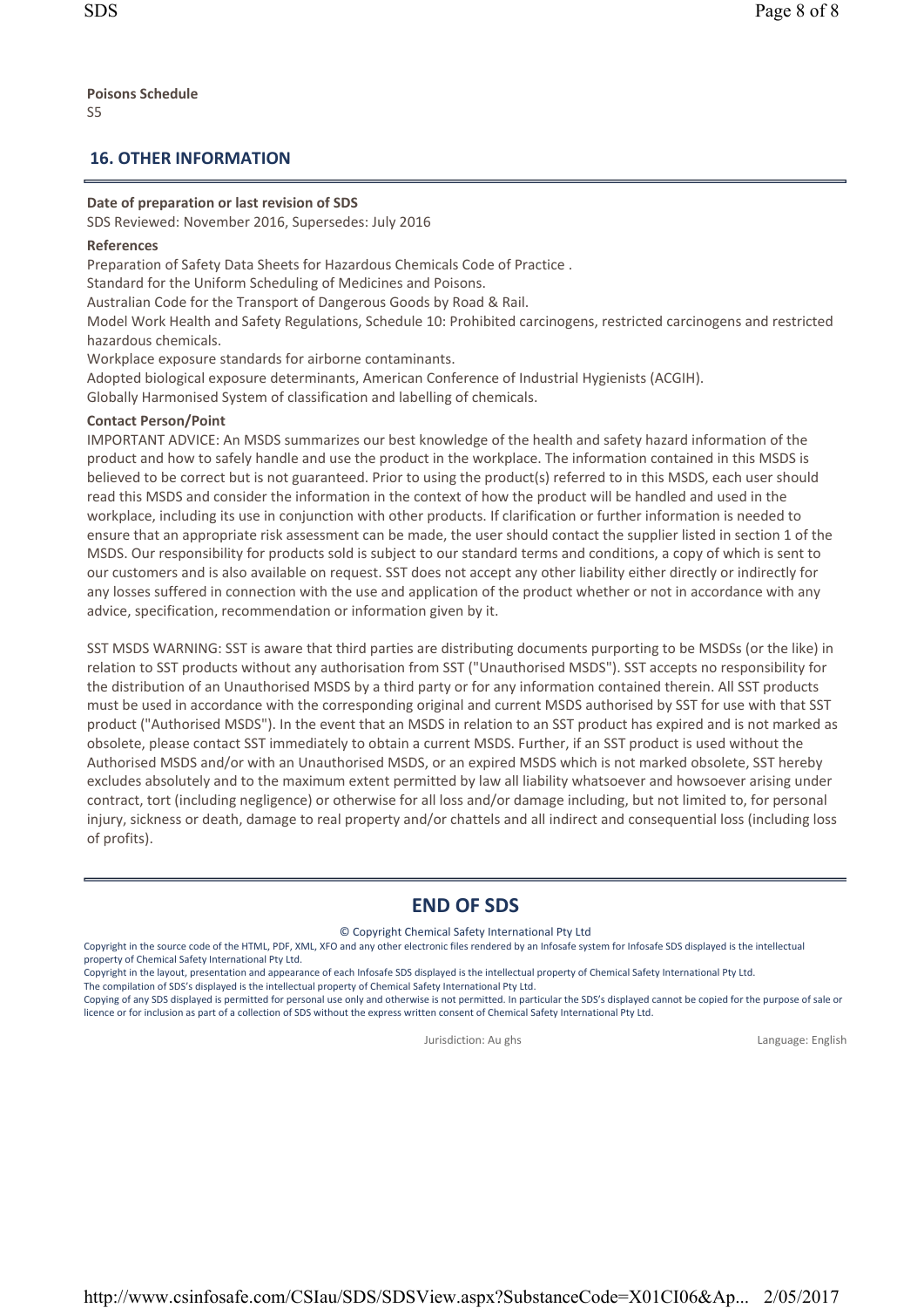**Poisons Schedule**

S5

## 16. OTHER INFORMATION

**Date of preparation or last revision of SDS**

SDS Reviewed: November 2016, Supersedes: July 2016

**References**

Preparation of Safety Data Sheets for Hazardous Chemicals Code of Practice .
Standard for the Uniform Scheduling of Medicines and Poisons.
Australian Code for the Transport of Dangerous Goods by Road & Rail.
Model Work Health and Safety Regulations, Schedule 10: Prohibited carcinogens, restricted carcinogens and restricted hazardous chemicals.
Workplace exposure standards for airborne contaminants.
Adopted biological exposure determinants, American Conference of Industrial Hygienists (ACGIH).
Globally Harmonised System of classification and labelling of chemicals.

**Contact Person/Point**

IMPORTANT ADVICE: An MSDS summarizes our best knowledge of the health and safety hazard information of the product and how to safely handle and use the product in the workplace. The information contained in this MSDS is believed to be correct but is not guaranteed. Prior to using the product(s) referred to in this MSDS, each user should read this MSDS and consider the information in the context of how the product will be handled and used in the workplace, including its use in conjunction with other products. If clarification or further information is needed to ensure that an appropriate risk assessment can be made, the user should contact the supplier listed in section 1 of the MSDS. Our responsibility for products sold is subject to our standard terms and conditions, a copy of which is sent to our customers and is also available on request. SST does not accept any other liability either directly or indirectly for any losses suffered in connection with the use and application of the product whether or not in accordance with any advice, specification, recommendation or information given by it.

SST MSDS WARNING: SST is aware that third parties are distributing documents purporting to be MSDSs (or the like) in relation to SST products without any authorisation from SST ("Unauthorised MSDS"). SST accepts no responsibility for the distribution of an Unauthorised MSDS by a third party or for any information contained therein. All SST products must be used in accordance with the corresponding original and current MSDS authorised by SST for use with that SST product ("Authorised MSDS"). In the event that an MSDS in relation to an SST product has expired and is not marked as obsolete, please contact SST immediately to obtain a current MSDS. Further, if an SST product is used without the Authorised MSDS and/or with an Unauthorised MSDS, or an expired MSDS which is not marked obsolete, SST hereby excludes absolutely and to the maximum extent permitted by law all liability whatsoever and howsoever arising under contract, tort (including negligence) or otherwise for all loss and/or damage including, but not limited to, for personal injury, sickness or death, damage to real property and/or chattels and all indirect and consequential loss (including loss of profits).

## END OF SDS

© Copyright Chemical Safety International Pty Ltd

Copyright in the source code of the HTML, PDF, XML, XFO and any other electronic files rendered by an Infosafe system for Infosafe SDS displayed is the intellectual property of Chemical Safety International Pty Ltd.
Copyright in the layout, presentation and appearance of each Infosafe SDS displayed is the intellectual property of Chemical Safety International Pty Ltd.
The compilation of SDS's displayed is the intellectual property of Chemical Safety International Pty Ltd.
Copying of any SDS displayed is permitted for personal use only and otherwise is not permitted. In particular the SDS's displayed cannot be copied for the purpose of sale or licence or for inclusion as part of a collection of SDS without the express written consent of Chemical Safety International Pty Ltd.

Jurisdiction: Au ghs Language: English